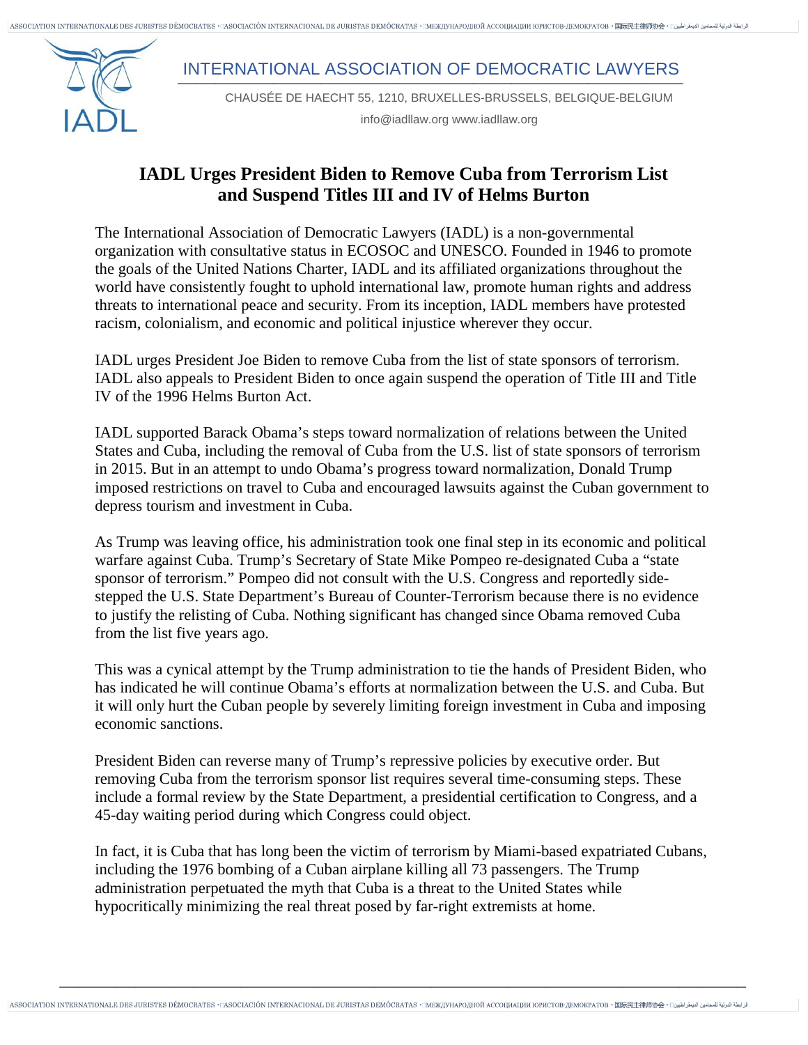INTERNATIONAL ASSOCIATION OF DEMOCRATIC LAWYERS

CHAUSÉE DE HAECHT 55, 1210, BRUXELLES-BRUSSELS, BELGIQUE-BELGIUM

info@iadllaw.org www.iadllaw.org

# IADL Urges President Biden to Remove Cuba from Terrorism List and Suspend Titles III and IV of Helms Burton

The International Association of Democratic Lawyers (IADL) is a non-governmental organization with consultative status in ECOSOC and UNESCO. Founded in 1946 to promote the goals of the United Nations Charter, IADL and its affiliated organizations throughout the world have consistently fought to uphold international law, promote human rights and address threats to international peace and security. From its inception, IADL members have protested racism, colonialism, and economic and political injustice wherever they occur.

IADL urges President Joe Biden to remove Cuba from the list of state sponsors of terrorism. IADL also appeals to President Biden to once again suspend the operation of Title III and Title IV of the 1996 Helms Burton Act.

IADL supported Barack Obama's steps toward normalization of relations between the United States and Cuba, including the removal of Cuba from the U.S. list of state sponsors of terrorism in 2015. But in an attempt to undo Obama's progress toward normalization, Donald Trump imposed restrictions on travel to Cuba and encouraged lawsuits against the Cuban government to depress tourism and investment in Cuba.

As Trump was leaving office, his administration took one final step in its economic and political warfare against Cuba. Trump's Secretary of State Mike Pompeo re-designated Cuba a "state sponsor of terrorism." Pompeo did not consult with the U.S. Congress and reportedly side-stepped the U.S. State Department's Bureau of Counter-Terrorism because there is no evidence to justify the relisting of Cuba. Nothing significant has changed since Obama removed Cuba from the list five years ago.

This was a cynical attempt by the Trump administration to tie the hands of President Biden, who has indicated he will continue Obama's efforts at normalization between the U.S. and Cuba. But it will only hurt the Cuban people by severely limiting foreign investment in Cuba and imposing economic sanctions.

President Biden can reverse many of Trump's repressive policies by executive order. But removing Cuba from the terrorism sponsor list requires several time-consuming steps. These include a formal review by the State Department, a presidential certification to Congress, and a 45-day waiting period during which Congress could object.

In fact, it is Cuba that has long been the victim of terrorism by Miami-based expatriated Cubans, including the 1976 bombing of a Cuban airplane killing all 73 passengers. The Trump administration perpetuated the myth that Cuba is a threat to the United States while hypocritically minimizing the real threat posed by far-right extremists at home.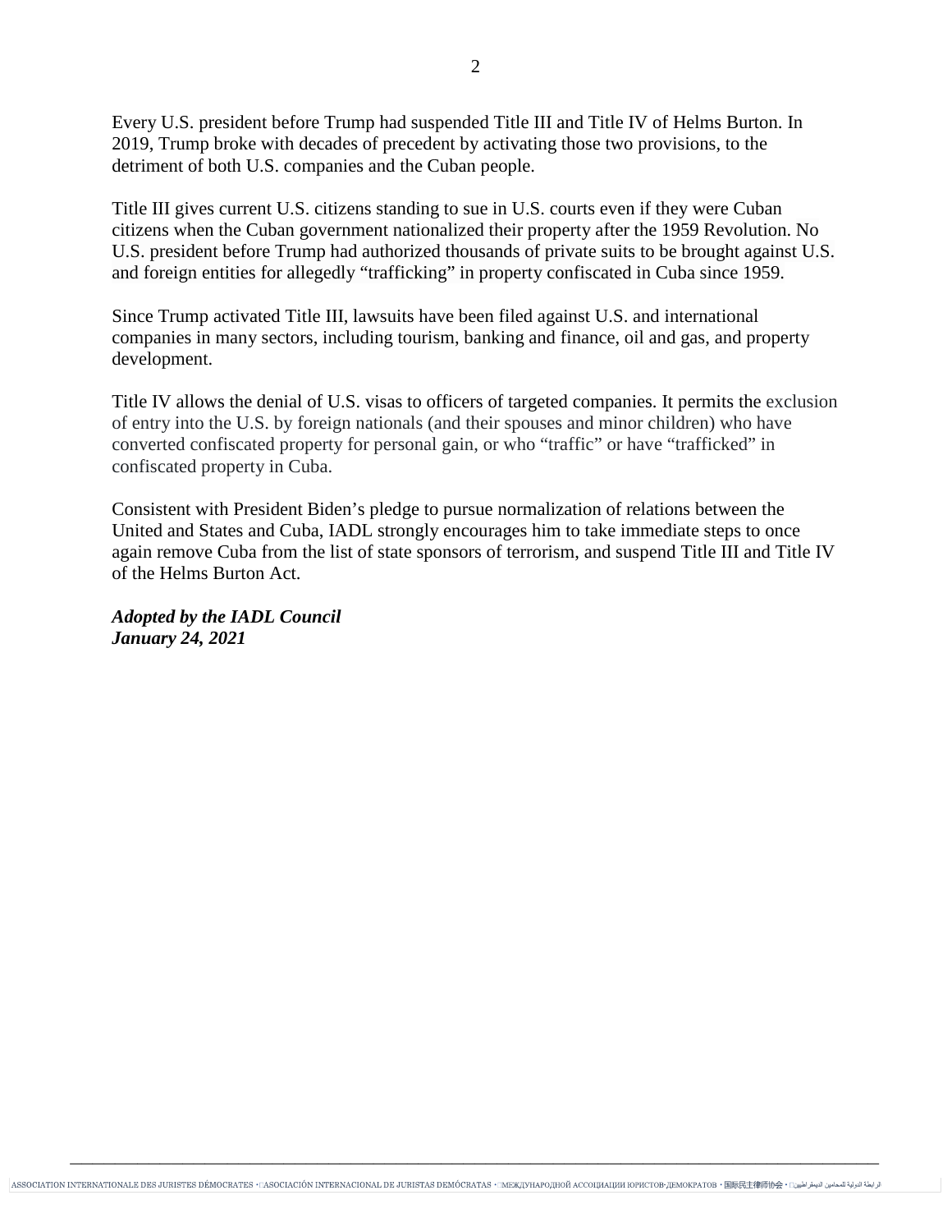Every U.S. president before Trump had suspended Title III and Title IV of Helms Burton. In 2019, Trump broke with decades of precedent by activating those two provisions, to the detriment of both U.S. companies and the Cuban people.

Title III gives current U.S. citizens standing to sue in U.S. courts even if they were Cuban citizens when the Cuban government nationalized their property after the 1959 Revolution. No U.S. president before Trump had authorized thousands of private suits to be brought against U.S. and foreign entities for allegedly "trafficking" in property confiscated in Cuba since 1959.

Since Trump activated Title III, lawsuits have been filed against U.S. and international companies in many sectors, including tourism, banking and finance, oil and gas, and property development.

Title IV allows the denial of U.S. visas to officers of targeted companies. It permits the exclusion of entry into the U.S. by foreign nationals (and their spouses and minor children) who have converted confiscated property for personal gain, or who "traffic" or have "trafficked" in confiscated property in Cuba.

Consistent with President Biden's pledge to pursue normalization of relations between the United and States and Cuba, IADL strongly encourages him to take immediate steps to once again remove Cuba from the list of state sponsors of terrorism, and suspend Title III and Title IV of the Helms Burton Act.

***Adopted by the IADL Council***
***January 24, 2021***